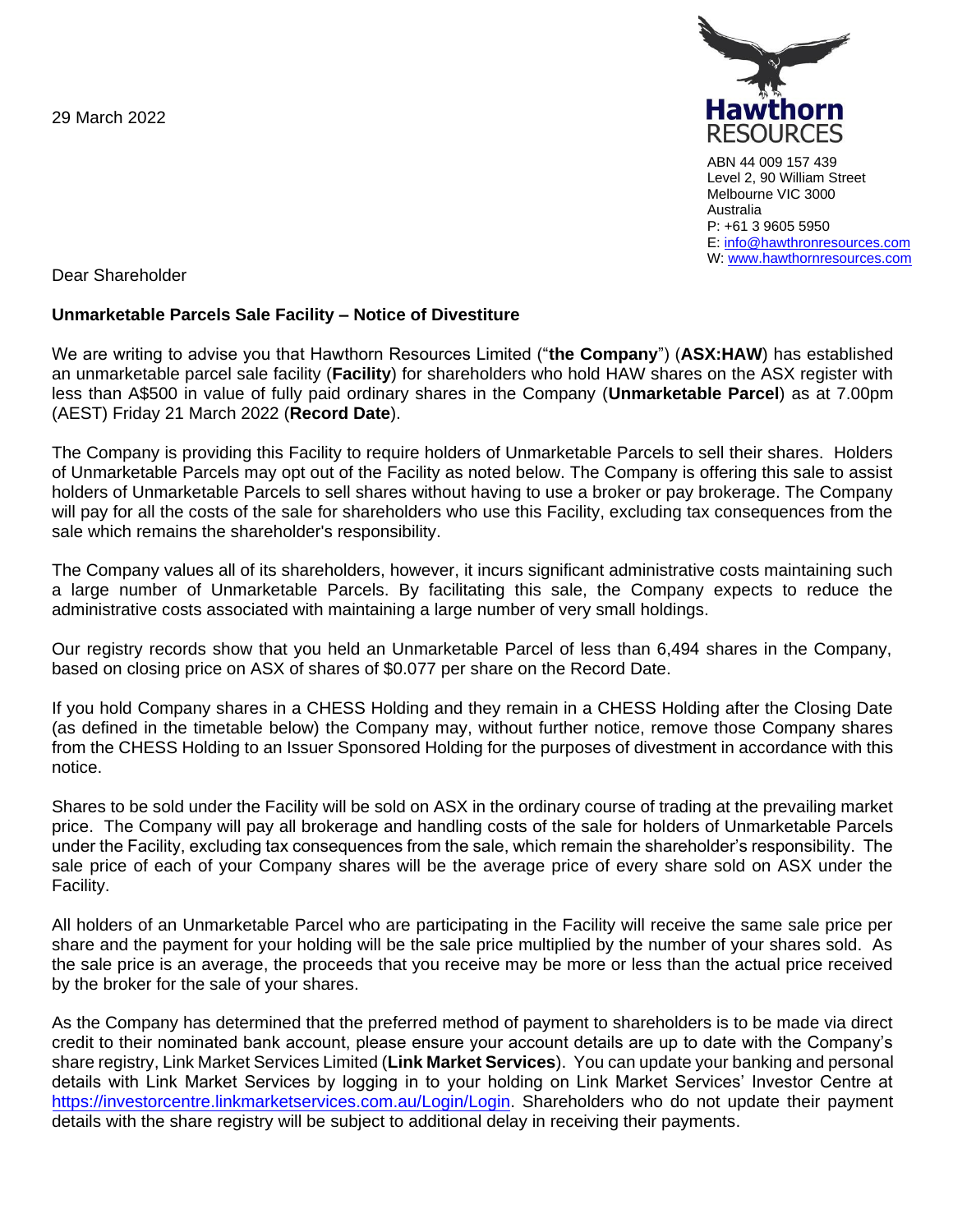29 March 2022

Hawthorn RESOURCES

ABN 44 009 157 439
Level 2, 90 William Street
Melbourne VIC 3000
Australia
P: +61 3 9605 5950
E: info@hawthronresources.com
W: www.hawthornresources.com

Dear Shareholder

**Unmarketable Parcels Sale Facility – Notice of Divestiture**

We are writing to advise you that Hawthorn Resources Limited ("**the Company**") (**ASX:HAW**) has established an unmarketable parcel sale facility (**Facility**) for shareholders who hold HAW shares on the ASX register with less than A$500 in value of fully paid ordinary shares in the Company (**Unmarketable Parcel**) as at 7.00pm (AEST) Friday 21 March 2022 (**Record Date**).

The Company is providing this Facility to require holders of Unmarketable Parcels to sell their shares. Holders of Unmarketable Parcels may opt out of the Facility as noted below. The Company is offering this sale to assist holders of Unmarketable Parcels to sell shares without having to use a broker or pay brokerage. The Company will pay for all the costs of the sale for shareholders who use this Facility, excluding tax consequences from the sale which remains the shareholder's responsibility.

The Company values all of its shareholders, however, it incurs significant administrative costs maintaining such a large number of Unmarketable Parcels. By facilitating this sale, the Company expects to reduce the administrative costs associated with maintaining a large number of very small holdings.

Our registry records show that you held an Unmarketable Parcel of less than 6,494 shares in the Company, based on closing price on ASX of shares of $0.077 per share on the Record Date.

If you hold Company shares in a CHESS Holding and they remain in a CHESS Holding after the Closing Date (as defined in the timetable below) the Company may, without further notice, remove those Company shares from the CHESS Holding to an Issuer Sponsored Holding for the purposes of divestment in accordance with this notice.

Shares to be sold under the Facility will be sold on ASX in the ordinary course of trading at the prevailing market price. The Company will pay all brokerage and handling costs of the sale for holders of Unmarketable Parcels under the Facility, excluding tax consequences from the sale, which remain the shareholder's responsibility. The sale price of each of your Company shares will be the average price of every share sold on ASX under the Facility.

All holders of an Unmarketable Parcel who are participating in the Facility will receive the same sale price per share and the payment for your holding will be the sale price multiplied by the number of your shares sold. As the sale price is an average, the proceeds that you receive may be more or less than the actual price received by the broker for the sale of your shares.

As the Company has determined that the preferred method of payment to shareholders is to be made via direct credit to their nominated bank account, please ensure your account details are up to date with the Company's share registry, Link Market Services Limited (**Link Market Services**). You can update your banking and personal details with Link Market Services by logging in to your holding on Link Market Services' Investor Centre at https://investorcentre.linkmarketservices.com.au/Login/Login. Shareholders who do not update their payment details with the share registry will be subject to additional delay in receiving their payments.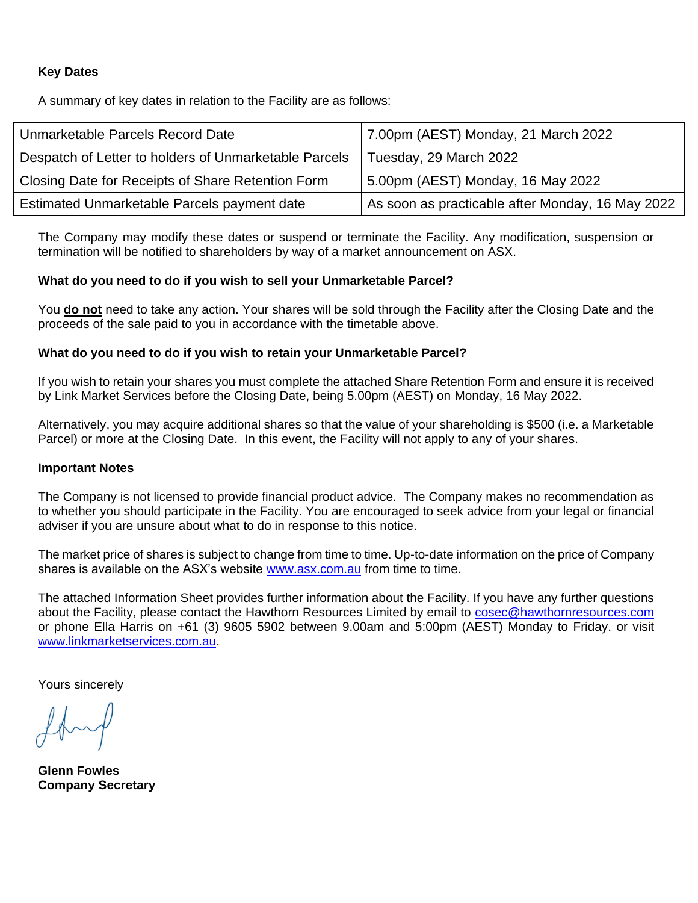**Key Dates**

A summary of key dates in relation to the Facility are as follows:

| Unmarketable Parcels Record Date | 7.00pm (AEST) Monday, 21 March 2022 |
|---|---|
| Despatch of Letter to holders of Unmarketable Parcels | Tuesday, 29 March 2022 |
| Closing Date for Receipts of Share Retention Form | 5.00pm (AEST) Monday, 16 May 2022 |
| Estimated Unmarketable Parcels payment date | As soon as practicable after Monday, 16 May 2022 |

The Company may modify these dates or suspend or terminate the Facility. Any modification, suspension or termination will be notified to shareholders by way of a market announcement on ASX.

**What do you need to do if you wish to sell your Unmarketable Parcel?**

You **do not** need to take any action. Your shares will be sold through the Facility after the Closing Date and the proceeds of the sale paid to you in accordance with the timetable above.

**What do you need to do if you wish to retain your Unmarketable Parcel?**

If you wish to retain your shares you must complete the attached Share Retention Form and ensure it is received by Link Market Services before the Closing Date, being 5.00pm (AEST) on Monday, 16 May 2022.

Alternatively, you may acquire additional shares so that the value of your shareholding is $500 (i.e. a Marketable Parcel) or more at the Closing Date. In this event, the Facility will not apply to any of your shares.

**Important Notes**

The Company is not licensed to provide financial product advice. The Company makes no recommendation as to whether you should participate in the Facility. You are encouraged to seek advice from your legal or financial adviser if you are unsure about what to do in response to this notice.

The market price of shares is subject to change from time to time. Up-to-date information on the price of Company shares is available on the ASX's website www.asx.com.au from time to time.

The attached Information Sheet provides further information about the Facility. If you have any further questions about the Facility, please contact the Hawthorn Resources Limited by email to cosec@hawthornresources.com or phone Ella Harris on +61 (3) 9605 5902 between 9.00am and 5:00pm (AEST) Monday to Friday. or visit www.linkmarketservices.com.au.

Yours sincerely

**Glenn Fowles**
**Company Secretary**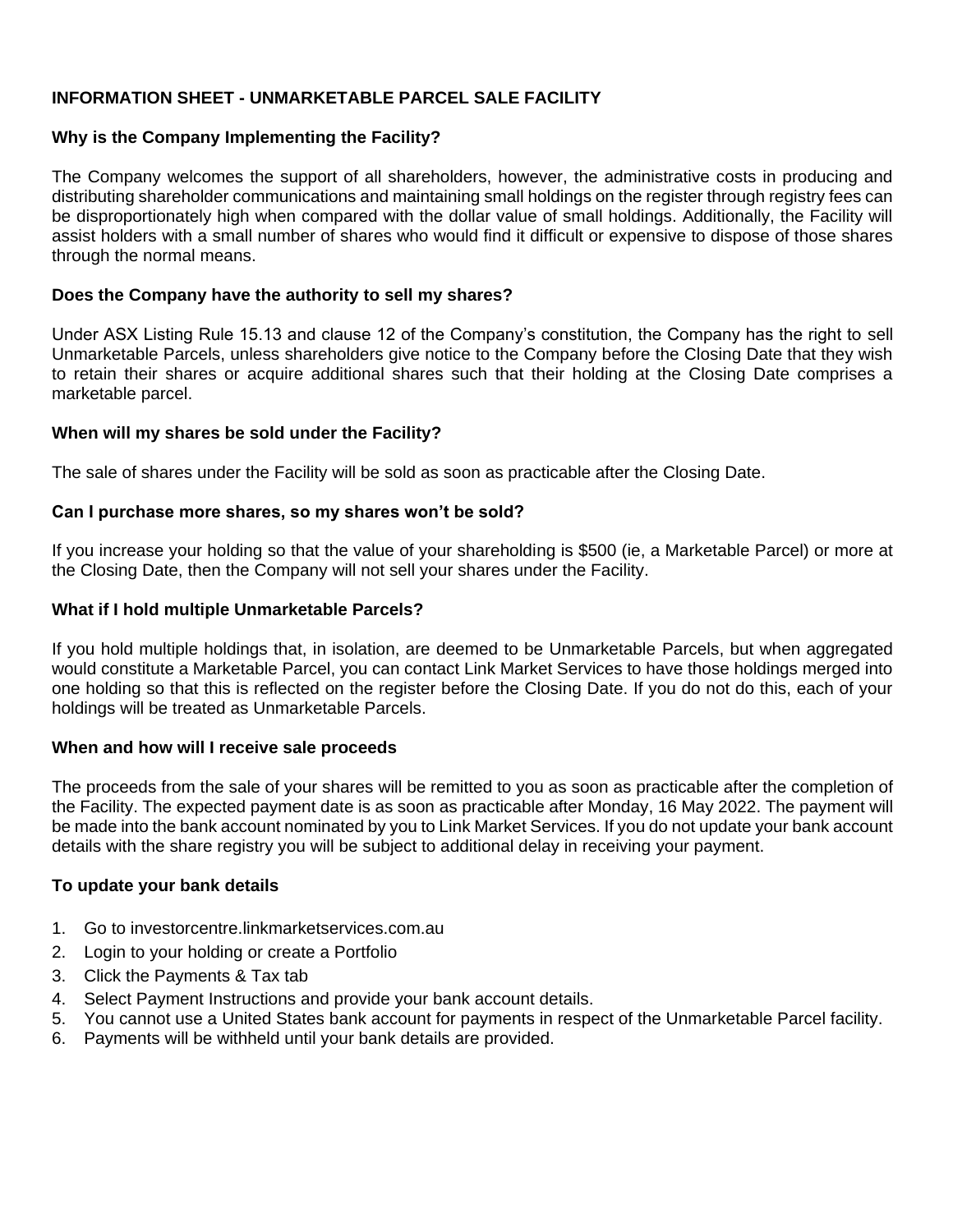**INFORMATION SHEET - UNMARKETABLE PARCEL SALE FACILITY**

**Why is the Company Implementing the Facility?**

The Company welcomes the support of all shareholders, however, the administrative costs in producing and distributing shareholder communications and maintaining small holdings on the register through registry fees can be disproportionately high when compared with the dollar value of small holdings. Additionally, the Facility will assist holders with a small number of shares who would find it difficult or expensive to dispose of those shares through the normal means.

**Does the Company have the authority to sell my shares?**

Under ASX Listing Rule 15.13 and clause 12 of the Company's constitution, the Company has the right to sell Unmarketable Parcels, unless shareholders give notice to the Company before the Closing Date that they wish to retain their shares or acquire additional shares such that their holding at the Closing Date comprises a marketable parcel.

**When will my shares be sold under the Facility?**

The sale of shares under the Facility will be sold as soon as practicable after the Closing Date.

**Can I purchase more shares, so my shares won't be sold?**

If you increase your holding so that the value of your shareholding is $500 (ie, a Marketable Parcel) or more at the Closing Date, then the Company will not sell your shares under the Facility.

**What if I hold multiple Unmarketable Parcels?**

If you hold multiple holdings that, in isolation, are deemed to be Unmarketable Parcels, but when aggregated would constitute a Marketable Parcel, you can contact Link Market Services to have those holdings merged into one holding so that this is reflected on the register before the Closing Date. If you do not do this, each of your holdings will be treated as Unmarketable Parcels.

**When and how will I receive sale proceeds**

The proceeds from the sale of your shares will be remitted to you as soon as practicable after the completion of the Facility. The expected payment date is as soon as practicable after Monday, 16 May 2022. The payment will be made into the bank account nominated by you to Link Market Services. If you do not update your bank account details with the share registry you will be subject to additional delay in receiving your payment.

**To update your bank details**

1. Go to investorcentre.linkmarketservices.com.au
2. Login to your holding or create a Portfolio
3. Click the Payments & Tax tab
4. Select Payment Instructions and provide your bank account details.
5. You cannot use a United States bank account for payments in respect of the Unmarketable Parcel facility.
6. Payments will be withheld until your bank details are provided.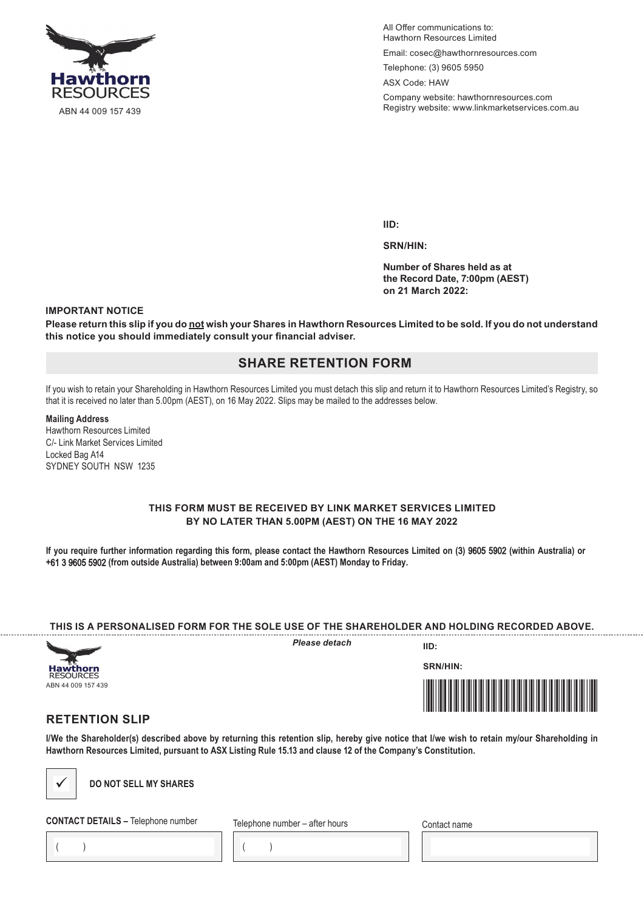**Hawthorn RESOURCES**

ABN 44 009 157 439

All Offer communications to:
Hawthorn Resources Limited

Email: cosec@hawthornresources.com

Telephone: (3) 9605 5950

ASX Code: HAW

Company website: hawthornresources.com
Registry website: www.linkmarketservices.com.au

**IID:**

**SRN/HIN:**

**Number of Shares held as at the Record Date, 7:00pm (AEST) on 21 March 2022:**

**IMPORTANT NOTICE**

**Please return this slip if you do not wish your Shares in Hawthorn Resources Limited to be sold. If you do not understand this notice you should immediately consult your financial adviser.**

## SHARE RETENTION FORM

If you wish to retain your Shareholding in Hawthorn Resources Limited you must detach this slip and return it to Hawthorn Resources Limited's Registry, so that it is received no later than 5.00pm (AEST), on 16 May 2022. Slips may be mailed to the addresses below.

**Mailing Address**
Hawthorn Resources Limited
C/- Link Market Services Limited
Locked Bag A14
SYDNEY SOUTH NSW 1235

**THIS FORM MUST BE RECEIVED BY LINK MARKET SERVICES LIMITED BY NO LATER THAN 5.00PM (AEST) ON THE 16 MAY 2022**

**If you require further information regarding this form, please contact the Hawthorn Resources Limited on (3) 9605 5902 (within Australia) or +61 3 9605 5902 (from outside Australia) between 9:00am and 5:00pm (AEST) Monday to Friday.**

**THIS IS A PERSONALISED FORM FOR THE SOLE USE OF THE SHAREHOLDER AND HOLDING RECORDED ABOVE.**

*Please detach*

**Hawthorn RESOURCES**
ABN 44 009 157 439

**IID:**

**SRN/HIN:**

## RETENTION SLIP

**I/We the Shareholder(s) described above by returning this retention slip, hereby give notice that I/we wish to retain my/our Shareholding in Hawthorn Resources Limited, pursuant to ASX Listing Rule 15.13 and clause 12 of the Company's Constitution.**

✓ **DO NOT SELL MY SHARES**

| **CONTACT DETAILS –** Telephone number | Telephone number – after hours | Contact name |
|---|---|---|
| (    ) | (    ) | |